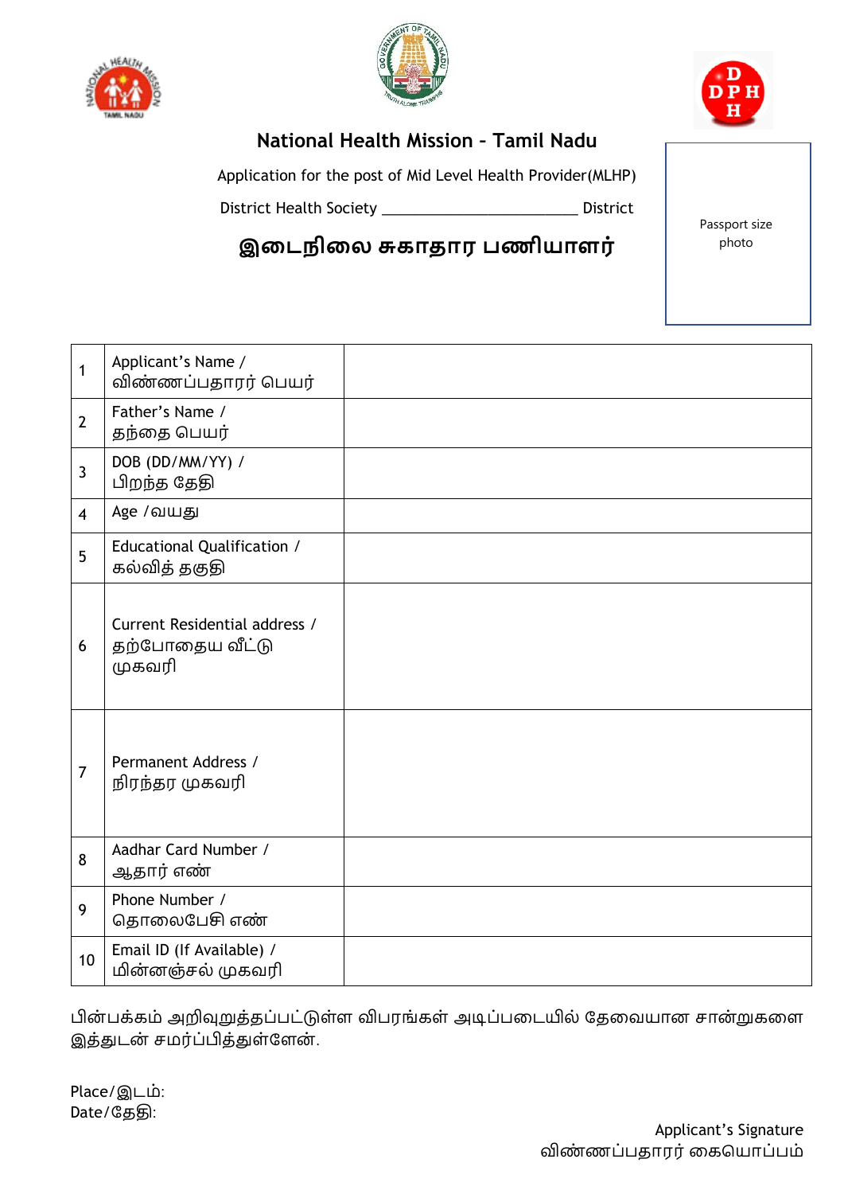# National Health Mission – Tamil Nadu

Application for the post of Mid Level Health Provider(MLHP)

District Health Society ________________________ District

## இடைநிலை சுகாதார பணியாளர்

Passport size photo

| | | |
|---|---|---|
| 1 | Applicant's Name / விண்ணப்பதாரர் பெயர் | |
| 2 | Father's Name / தந்தை பெயர் | |
| 3 | DOB (DD/MM/YY) / பிறந்த தேதி | |
| 4 | Age /வயது | |
| 5 | Educational Qualification / கல்வித் தகுதி | |
| 6 | Current Residential address / தற்போதைய வீட்டு முகவரி | |
| 7 | Permanent Address / நிரந்தர முகவரி | |
| 8 | Aadhar Card Number / ஆதார் எண் | |
| 9 | Phone Number / தொலைபேசி எண் | |
| 10 | Email ID (If Available) / மின்னஞ்சல் முகவரி | |

பின்பக்கம் அறிவுறுத்தப்பட்டுள்ள விபரங்கள் அடிப்படையில் தேவையான சான்றுகளை இத்துடன் சமர்ப்பித்துள்ளேன்.

Place/இடம்:
Date/தேதி:

Applicant's Signature
விண்ணப்பதாரர் கையொப்பம்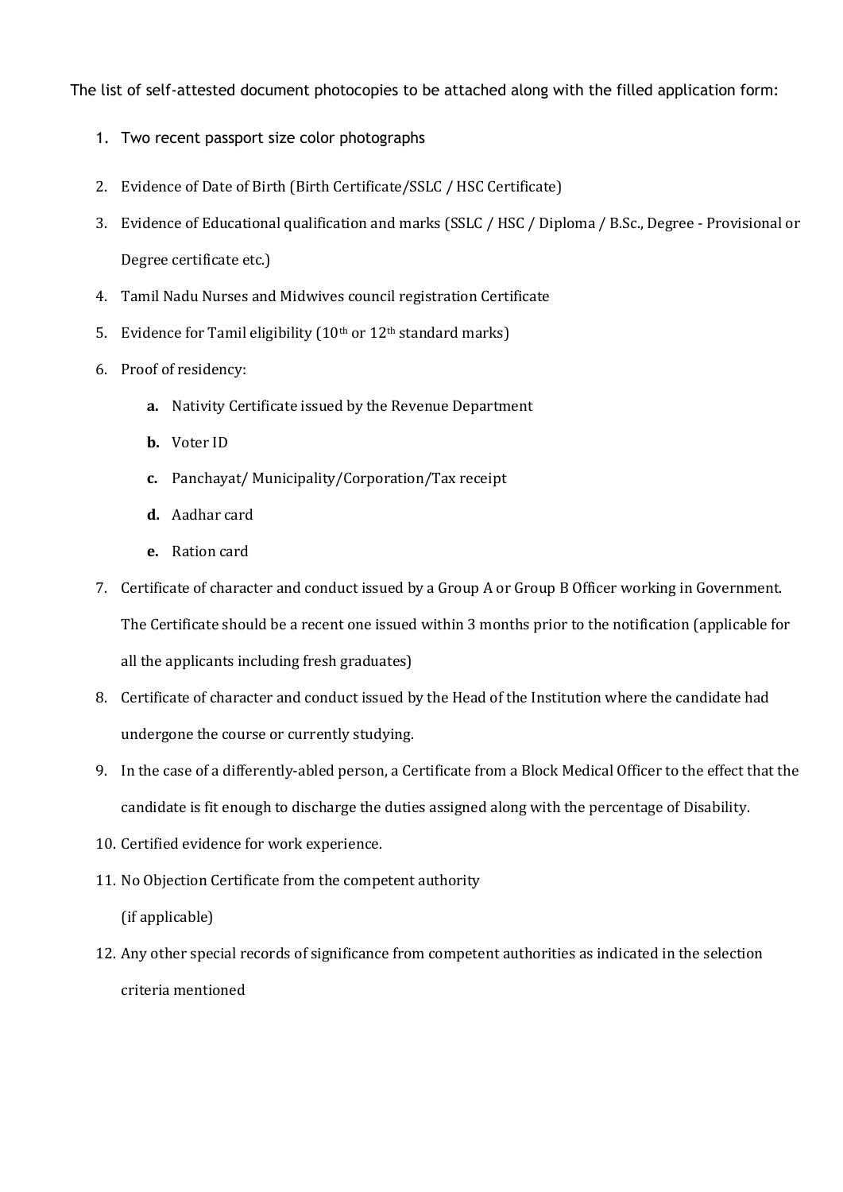The list of self-attested document photocopies to be attached along with the filled application form:

1. Two recent passport size color photographs
2. Evidence of Date of Birth (Birth Certificate/SSLC / HSC Certificate)
3. Evidence of Educational qualification and marks (SSLC / HSC / Diploma / B.Sc., Degree - Provisional or Degree certificate etc.)
4. Tamil Nadu Nurses and Midwives council registration Certificate
5. Evidence for Tamil eligibility (10th or 12th standard marks)
6. Proof of residency:
   - **a.** Nativity Certificate issued by the Revenue Department
   - **b.** Voter ID
   - **c.** Panchayat/ Municipality/Corporation/Tax receipt
   - **d.** Aadhar card
   - **e.** Ration card
7. Certificate of character and conduct issued by a Group A or Group B Officer working in Government. The Certificate should be a recent one issued within 3 months prior to the notification (applicable for all the applicants including fresh graduates)
8. Certificate of character and conduct issued by the Head of the Institution where the candidate had undergone the course or currently studying.
9. In the case of a differently-abled person, a Certificate from a Block Medical Officer to the effect that the candidate is fit enough to discharge the duties assigned along with the percentage of Disability.
10. Certified evidence for work experience.
11. No Objection Certificate from the competent authority (if applicable)
12. Any other special records of significance from competent authorities as indicated in the selection criteria mentioned